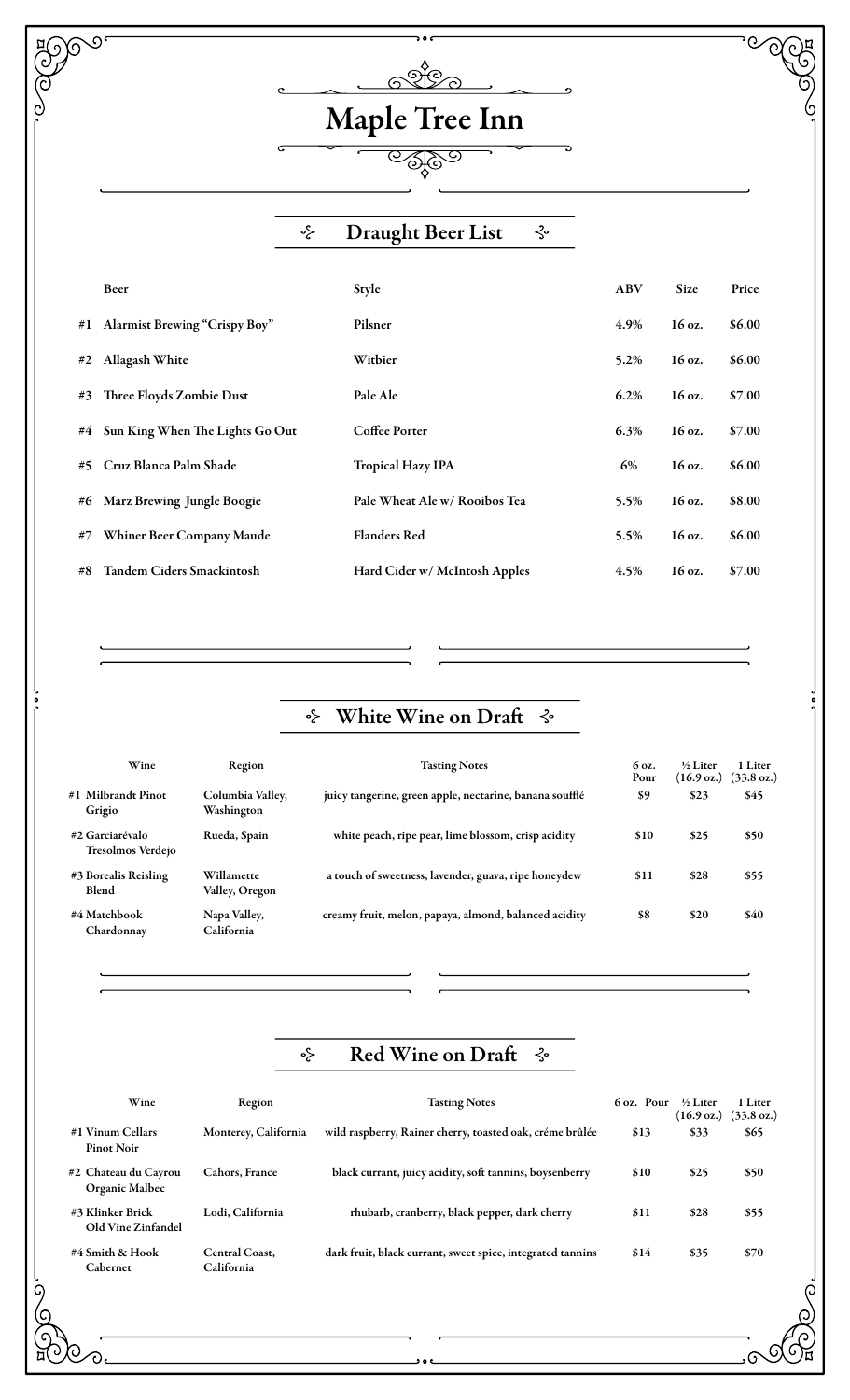# Maple Tree Inn

## Draught Beer List

| | Beer | Style | ABV | Size | Price |
|---|---|---|---|---|---|
| #1 | Alarmist Brewing "Crispy Boy" | Pilsner | 4.9% | 16 oz. | $6.00 |
| #2 | Allagash White | Witbier | 5.2% | 16 oz. | $6.00 |
| #3 | Three Floyds Zombie Dust | Pale Ale | 6.2% | 16 oz. | $7.00 |
| #4 | Sun King When The Lights Go Out | Coffee Porter | 6.3% | 16 oz. | $7.00 |
| #5 | Cruz Blanca Palm Shade | Tropical Hazy IPA | 6% | 16 oz. | $6.00 |
| #6 | Marz Brewing Jungle Boogie | Pale Wheat Ale w/ Rooibos Tea | 5.5% | 16 oz. | $8.00 |
| #7 | Whiner Beer Company Maude | Flanders Red | 5.5% | 16 oz. | $6.00 |
| #8 | Tandem Ciders Smackintosh | Hard Cider w/ McIntosh Apples | 4.5% | 16 oz. | $7.00 |

## White Wine on Draft

| Wine | Region | Tasting Notes | 6 oz. Pour | ½ Liter (16.9 oz.) | 1 Liter (33.8 oz.) |
|---|---|---|---|---|---|
| #1 Milbrandt Pinot Grigio | Columbia Valley, Washington | juicy tangerine, green apple, nectarine, banana soufflé | $9 | $23 | $45 |
| #2 Garciarévalo Tresolmos Verdejo | Rueda, Spain | white peach, ripe pear, lime blossom, crisp acidity | $10 | $25 | $50 |
| #3 Borealis Reisling Blend | Willamette Valley, Oregon | a touch of sweetness, lavender, guava, ripe honeydew | $11 | $28 | $55 |
| #4 Matchbook Chardonnay | Napa Valley, California | creamy fruit, melon, papaya, almond, balanced acidity | $8 | $20 | $40 |

## Red Wine on Draft

| Wine | Region | Tasting Notes | 6 oz. Pour | ½ Liter (16.9 oz.) | 1 Liter (33.8 oz.) |
|---|---|---|---|---|---|
| #1 Vinum Cellars Pinot Noir | Monterey, California | wild raspberry, Rainer cherry, toasted oak, créme brûlée | $13 | $33 | $65 |
| #2 Chateau du Cayrou Organic Malbec | Cahors, France | black currant, juicy acidity, soft tannins, boysenberry | $10 | $25 | $50 |
| #3 Klinker Brick Old Vine Zinfandel | Lodi, California | rhubarb, cranberry, black pepper, dark cherry | $11 | $28 | $55 |
| #4 Smith & Hook Cabernet | Central Coast, California | dark fruit, black currant, sweet spice, integrated tannins | $14 | $35 | $70 |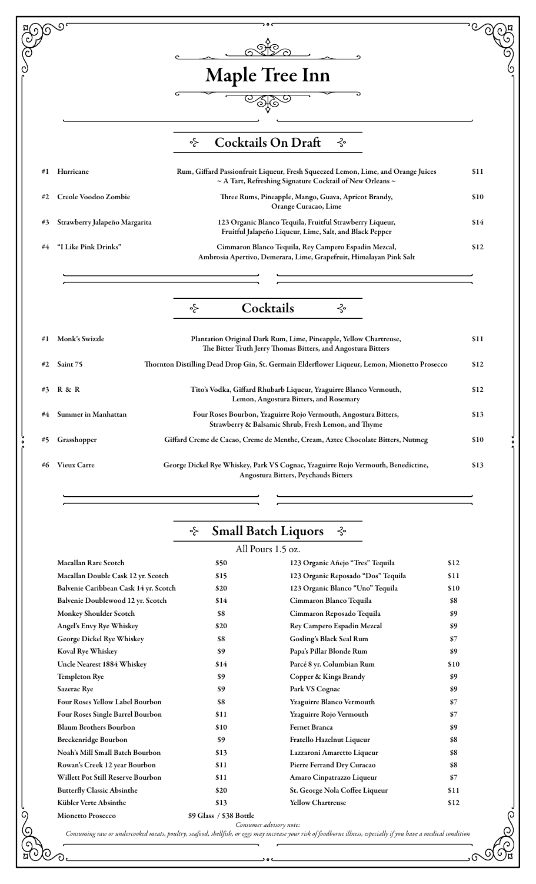# Maple Tree Inn

## Cocktails On Draft

| | | | |
|---|---|---|---|
| #1 | Hurricane | Rum, Giffard Passionfruit Liqueur, Fresh Squeezed Lemon, Lime, and Orange Juices ~ A Tart, Refreshing Signature Cocktail of New Orleans ~ | $11 |
| #2 | Creole Voodoo Zombie | Three Rums, Pineapple, Mango, Guava, Apricot Brandy, Orange Curacao, Lime | $10 |
| #3 | Strawberry Jalapeño Margarita | 123 Organic Blanco Tequila, Fruitful Strawberry Liqueur, Fruitful Jalapeño Liqueur, Lime, Salt, and Black Pepper | $14 |
| #4 | "I Like Pink Drinks" | Cimmaron Blanco Tequila, Rey Campero Espadin Mezcal, Ambrosia Apertivo, Demerara, Lime, Grapefruit, Himalayan Pink Salt | $12 |

## Cocktails

| | | | |
|---|---|---|---|
| #1 | Monk's Swizzle | Plantation Original Dark Rum, Lime, Pineapple, Yellow Chartreuse, The Bitter Truth Jerry Thomas Bitters, and Angostura Bitters | $11 |
| #2 | Saint 75 | Thornton Distilling Dead Drop Gin, St. Germain Elderflower Liqueur, Lemon, Mionetto Prosecco | $12 |
| #3 | R & R | Tito's Vodka, Giffard Rhubarb Liqueur, Yzaguirre Blanco Vermouth, Lemon, Angostura Bitters, and Rosemary | $12 |
| #4 | Summer in Manhattan | Four Roses Bourbon, Yzaguirre Rojo Vermouth, Angostura Bitters, Strawberry & Balsamic Shrub, Fresh Lemon, and Thyme | $13 |
| #5 | Grasshopper | Giffard Creme de Cacao, Creme de Menthe, Cream, Aztec Chocolate Bitters, Nutmeg | $10 |
| #6 | Vieux Carre | George Dickel Rye Whiskey, Park VS Cognac, Yzaguirre Rojo Vermouth, Benedictine, Angostura Bitters, Peychauds Bitters | $13 |

## Small Batch Liquors

All Pours 1.5 oz.

| | |
|---|---|
| Macallan Rare Scotch | $50 |
| Macallan Double Cask 12 yr. Scotch | $15 |
| Balvenie Caribbean Cask 14 yr. Scotch | $20 |
| Balvenie Doublewood 12 yr. Scotch | $14 |
| Monkey Shoulder Scotch | $8 |
| Angel's Envy Rye Whiskey | $20 |
| George Dickel Rye Whiskey | $8 |
| Koval Rye Whiskey | $9 |
| Uncle Nearest 1884 Whiskey | $14 |
| Templeton Rye | $9 |
| Sazerac Rye | $9 |
| Four Roses Yellow Label Bourbon | $8 |
| Four Roses Single Barrel Bourbon | $11 |
| Blaum Brothers Bourbon | $10 |
| Breckenridge Bourbon | $9 |
| Noah's Mill Small Batch Bourbon | $13 |
| Rowan's Creek 12 year Bourbon | $11 |
| Willett Pot Still Reserve Bourbon | $11 |
| Butterfly Classic Absinthe | $20 |
| Kübler Verte Absinthe | $13 |
| Mionetto Prosecco | $9 Glass / $38 Bottle |
| 123 Organic Añejo "Tres" Tequila | $12 |
| 123 Organic Reposado "Dos" Tequila | $11 |
| 123 Organic Blanco "Uno" Tequila | $10 |
| Cimmaron Blanco Tequila | $8 |
| Cimmaron Reposado Tequila | $9 |
| Rey Campero Espadin Mezcal | $9 |
| Gosling's Black Seal Rum | $7 |
| Papa's Pillar Blonde Rum | $9 |
| Parcé 8 yr. Columbian Rum | $10 |
| Copper & Kings Brandy | $9 |
| Park VS Cognac | $9 |
| Yzaguirre Blanco Vermouth | $7 |
| Yzaguirre Rojo Vermouth | $7 |
| Fernet Branca | $9 |
| Fratello Hazelnut Liqueur | $8 |
| Lazzaroni Amaretto Liqueur | $8 |
| Pierre Ferrand Dry Curacao | $8 |
| Amaro Cinpatrazzo Liqueur | $7 |
| St. George Nola Coffee Liqueur | $11 |
| Yellow Chartreuse | $12 |

*Consumer advisory note:*

*Consuming raw or undercooked meats, poultry, seafood, shellfish, or eggs may increase your risk of foodborne illness, especially if you have a medical condition*